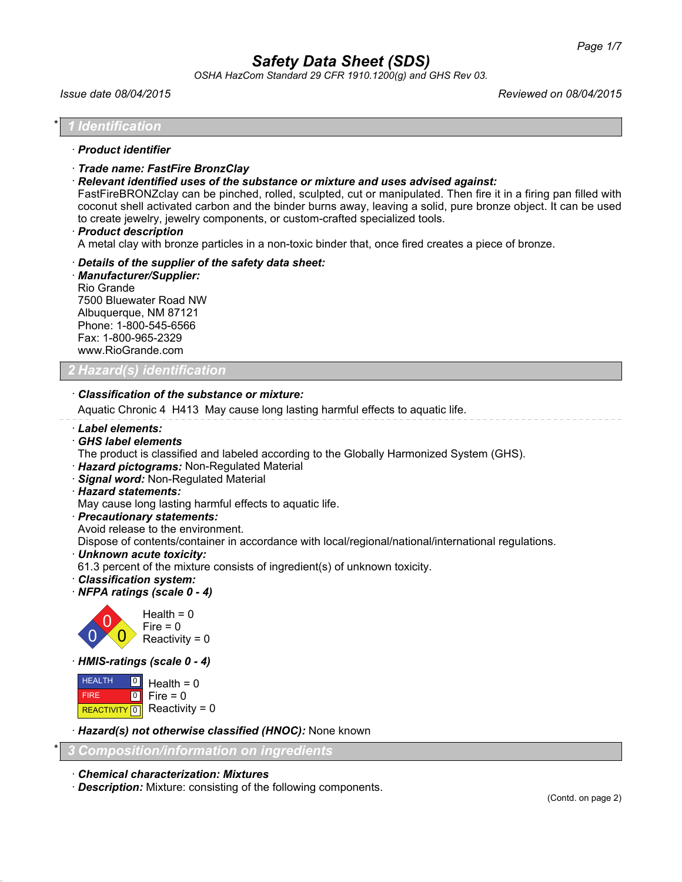# Safety Data Sheet (SDS)

*OSHA HazCom Standard 29 CFR 1910.1200(g) and GHS Rev 03.*

*Issue date 08/04/2015* *Reviewed on 08/04/2015*

## * 1 Identification

· **Product identifier**

· **Trade name: FastFire BronzClay**

· **Relevant identified uses of the substance or mixture and uses advised against:**
FastFireBRONZclay can be pinched, rolled, sculpted, cut or manipulated. Then fire it in a firing pan filled with coconut shell activated carbon and the binder burns away, leaving a solid, pure bronze object. It can be used to create jewelry, jewelry components, or custom-crafted specialized tools.

· **Product description**
A metal clay with bronze particles in a non-toxic binder that, once fired creates a piece of bronze.

· **Details of the supplier of the safety data sheet:**

· **Manufacturer/Supplier:**
Rio Grande
7500 Bluewater Road NW
Albuquerque, NM 87121
Phone: 1-800-545-6566
Fax: 1-800-965-2329
www.RioGrande.com

## 2 Hazard(s) identification

· **Classification of the substance or mixture:**
Aquatic Chronic 4 H413 May cause long lasting harmful effects to aquatic life.

· **Label elements:**

· **GHS label elements**
The product is classified and labeled according to the Globally Harmonized System (GHS).

· **Hazard pictograms:** Non-Regulated Material

· **Signal word:** Non-Regulated Material

· **Hazard statements:**
May cause long lasting harmful effects to aquatic life.

· **Precautionary statements:**
Avoid release to the environment.
Dispose of contents/container in accordance with local/regional/national/international regulations.

· **Unknown acute toxicity:**
61.3 percent of the mixture consists of ingredient(s) of unknown toxicity.

· **Classification system:**

· **NFPA ratings (scale 0 - 4)**

Health = 0
Fire = 0
Reactivity = 0

· **HMIS-ratings (scale 0 - 4)**

| | | |
|---|---|---|
| HEALTH | 0 | Health = 0 |
| FIRE | 0 | Fire = 0 |
| REACTIVITY | 0 | Reactivity = 0 |

· **Hazard(s) not otherwise classified (HNOC):** None known

## * 3 Composition/information on ingredients

· **Chemical characterization: Mixtures**

· **Description:** Mixture: consisting of the following components.

(Contd. on page 2)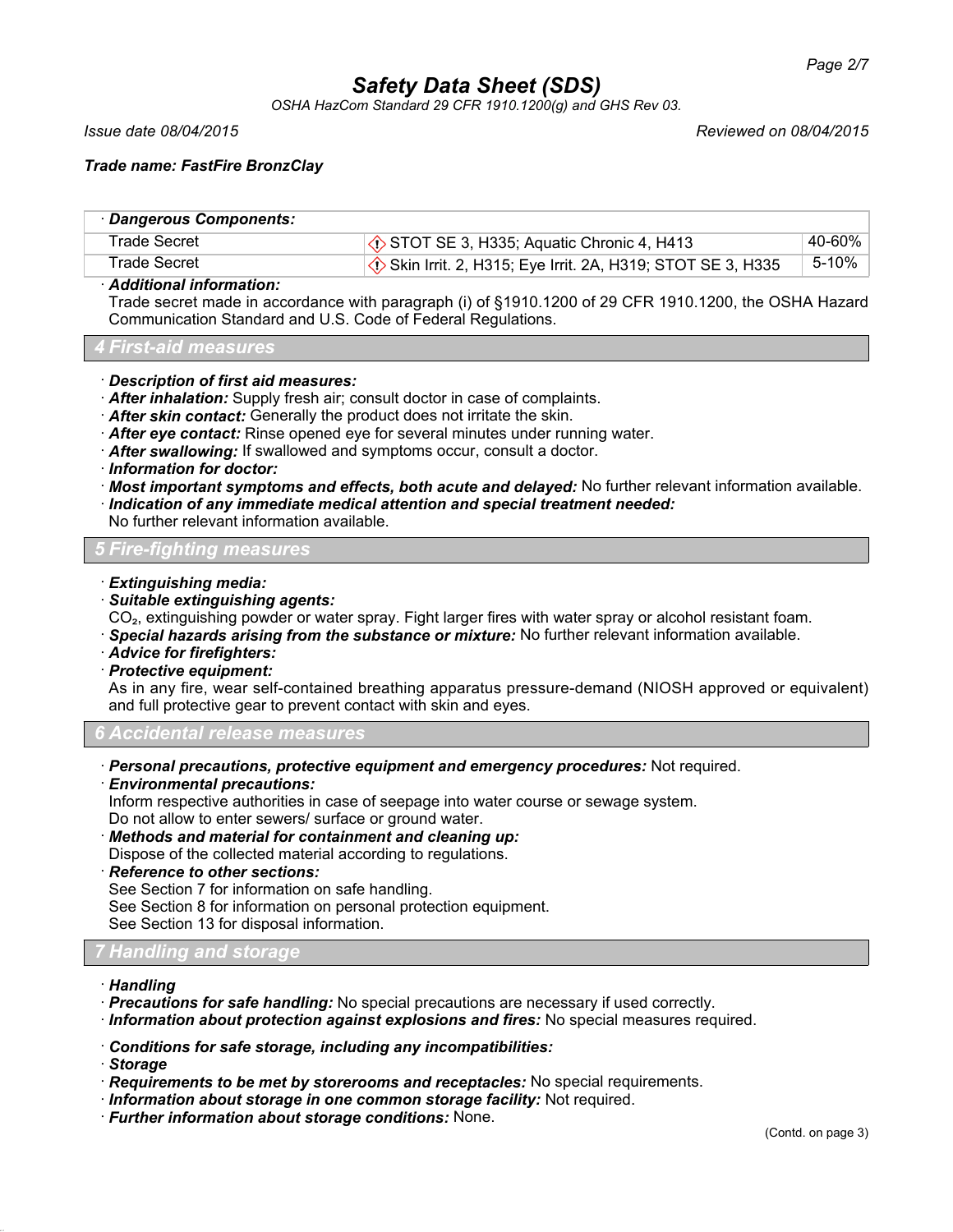**Trade name: FastFire BronzClay**

| · **Dangerous Components:** | | |
| --- | --- | --- |
| Trade Secret | STOT SE 3, H335; Aquatic Chronic 4, H413 | 40-60% |
| Trade Secret | Skin Irrit. 2, H315; Eye Irrit. 2A, H319; STOT SE 3, H335 | 5-10% |

· ***Additional information:***
Trade secret made in accordance with paragraph (i) of §1910.1200 of 29 CFR 1910.1200, the OSHA Hazard Communication Standard and U.S. Code of Federal Regulations.

## 4 First-aid measures

· ***Description of first aid measures:***
· ***After inhalation:*** Supply fresh air; consult doctor in case of complaints.
· ***After skin contact:*** Generally the product does not irritate the skin.
· ***After eye contact:*** Rinse opened eye for several minutes under running water.
· ***After swallowing:*** If swallowed and symptoms occur, consult a doctor.
· ***Information for doctor:***
· ***Most important symptoms and effects, both acute and delayed:*** No further relevant information available.
· ***Indication of any immediate medical attention and special treatment needed:***
No further relevant information available.

## 5 Fire-fighting measures

· ***Extinguishing media:***
· ***Suitable extinguishing agents:***
$CO_2$, extinguishing powder or water spray. Fight larger fires with water spray or alcohol resistant foam.
· ***Special hazards arising from the substance or mixture:*** No further relevant information available.
· ***Advice for firefighters:***
· ***Protective equipment:***
As in any fire, wear self-contained breathing apparatus pressure-demand (NIOSH approved or equivalent) and full protective gear to prevent contact with skin and eyes.

## 6 Accidental release measures

· ***Personal precautions, protective equipment and emergency procedures:*** Not required.
· ***Environmental precautions:***
Inform respective authorities in case of seepage into water course or sewage system.
Do not allow to enter sewers/ surface or ground water.
· ***Methods and material for containment and cleaning up:***
Dispose of the collected material according to regulations.
· ***Reference to other sections:***
See Section 7 for information on safe handling.
See Section 8 for information on personal protection equipment.
See Section 13 for disposal information.

## 7 Handling and storage

· ***Handling***
· ***Precautions for safe handling:*** No special precautions are necessary if used correctly.
· ***Information about protection against explosions and fires:*** No special measures required.

· ***Conditions for safe storage, including any incompatibilities:***
· ***Storage***
· ***Requirements to be met by storerooms and receptacles:*** No special requirements.
· ***Information about storage in one common storage facility:*** Not required.
· ***Further information about storage conditions:*** None.

(Contd. on page 3)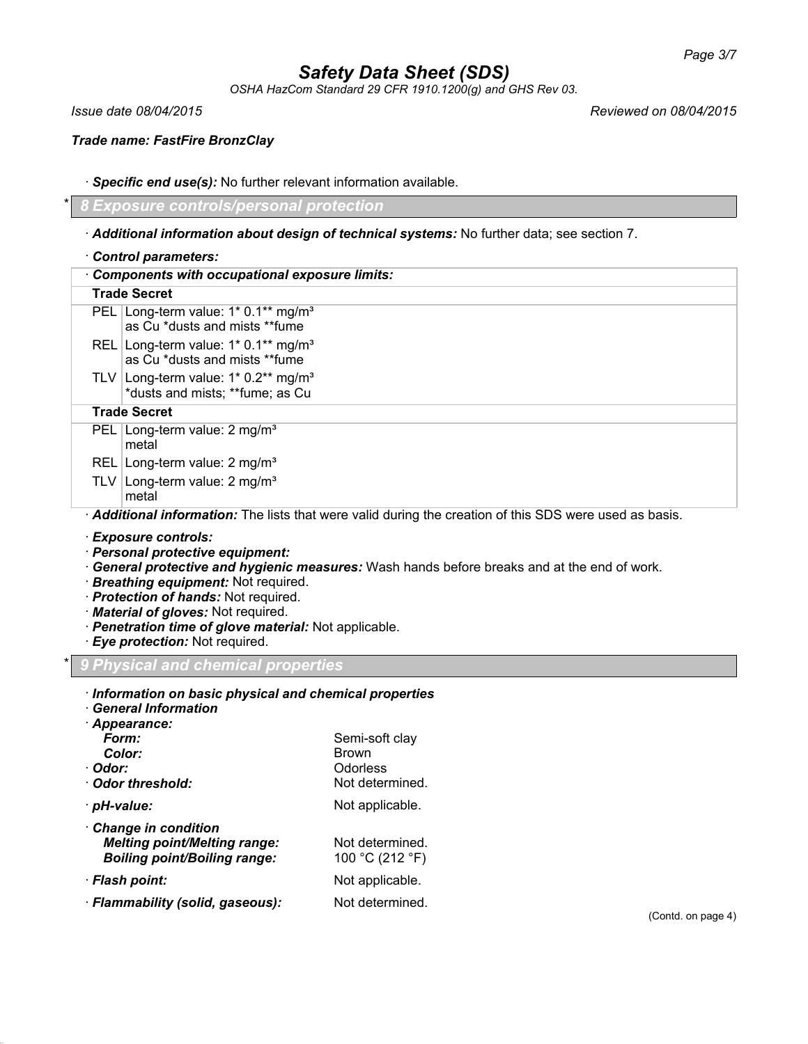· **Specific end use(s):** No further relevant information available.

## * 8 Exposure controls/personal protection

· **Additional information about design of technical systems:** No further data; see section 7.

· **Control parameters:**

| · **Components with occupational exposure limits:** | |
|---|---|
| **Trade Secret** | |
| PEL | Long-term value: 1* 0.1** mg/m³<br>as Cu *dusts and mists **fume |
| REL | Long-term value: 1* 0.1** mg/m³<br>as Cu *dusts and mists **fume |
| TLV | Long-term value: 1* 0.2** mg/m³<br>*dusts and mists; **fume; as Cu |
| **Trade Secret** | |
| PEL | Long-term value: 2 mg/m³<br>metal |
| REL | Long-term value: 2 mg/m³ |
| TLV | Long-term value: 2 mg/m³<br>metal |

· **Additional information:** The lists that were valid during the creation of this SDS were used as basis.

· **Exposure controls:**
· **Personal protective equipment:**
· **General protective and hygienic measures:** Wash hands before breaks and at the end of work.
· **Breathing equipment:** Not required.
· **Protection of hands:** Not required.
· **Material of gloves:** Not required.
· **Penetration time of glove material:** Not applicable.
· **Eye protection:** Not required.

## * 9 Physical and chemical properties

· **Information on basic physical and chemical properties**
· **General Information**
· **Appearance:**

| | |
|---|---|
| ***Form:*** | Semi-soft clay |
| ***Color:*** | Brown |
| · **Odor:** | Odorless |
| · **Odor threshold:** | Not determined. |
| · **pH-value:** | Not applicable. |
| · **Change in condition** | |
| ***Melting point/Melting range:*** | Not determined. |
| ***Boiling point/Boiling range:*** | 100 °C (212 °F) |
| · **Flash point:** | Not applicable. |
| · **Flammability (solid, gaseous):** | Not determined. |

(Contd. on page 4)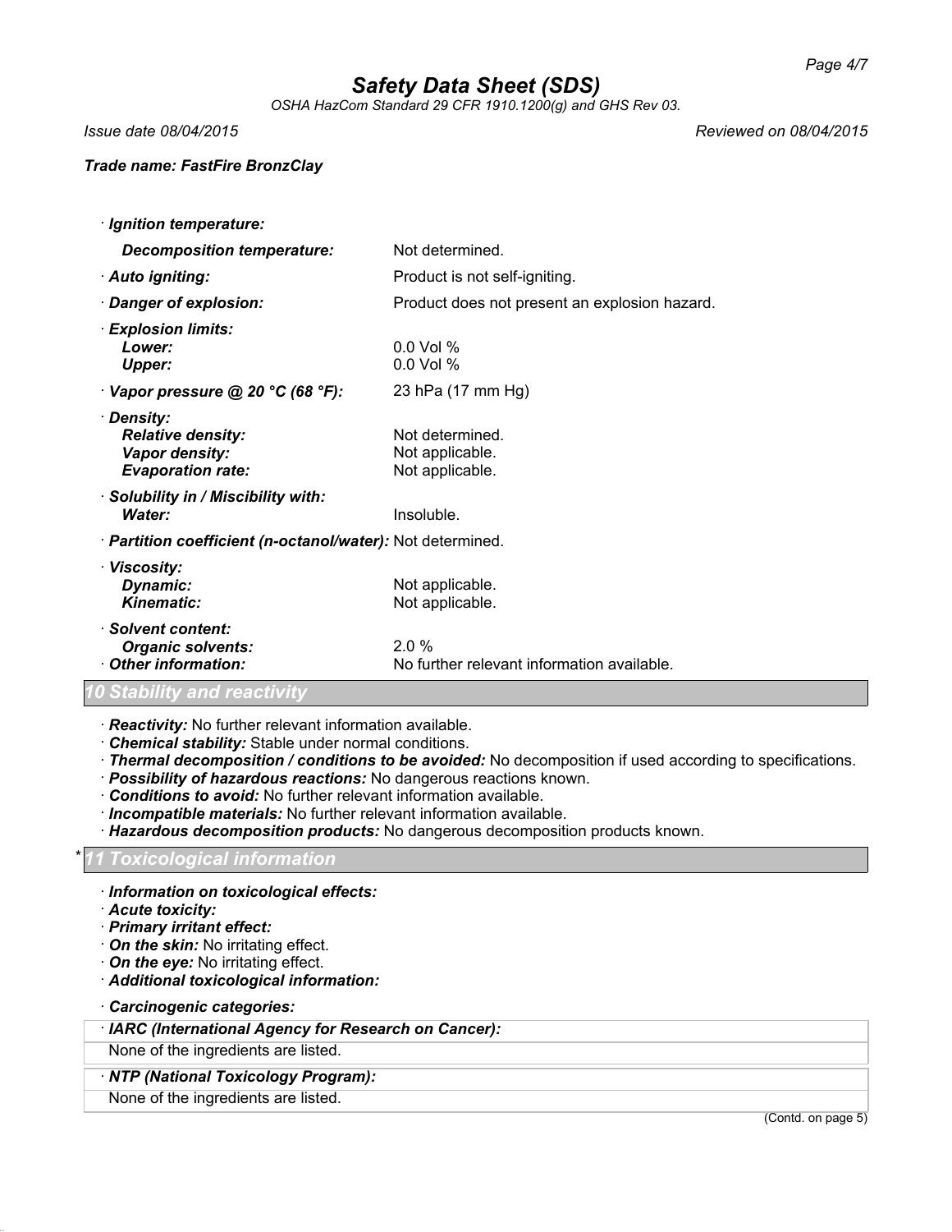**Trade name: FastFire BronzClay**

· **Ignition temperature:**

| | |
|---|---|
| **Decomposition temperature:** | Not determined. |
| · **Auto igniting:** | Product is not self-igniting. |
| · **Danger of explosion:** | Product does not present an explosion hazard. |
| · **Explosion limits:** | |
| **Lower:** | 0.0 Vol % |
| **Upper:** | 0.0 Vol % |
| · **Vapor pressure @ 20 °C (68 °F):** | 23 hPa (17 mm Hg) |
| · **Density:** | |
| **Relative density:** | Not determined. |
| **Vapor density:** | Not applicable. |
| **Evaporation rate:** | Not applicable. |
| · **Solubility in / Miscibility with:** | |
| **Water:** | Insoluble. |
| · **Partition coefficient (n-octanol/water):** | Not determined. |
| · **Viscosity:** | |
| **Dynamic:** | Not applicable. |
| **Kinematic:** | Not applicable. |
| · **Solvent content:** | |
| **Organic solvents:** | 2.0 % |
| · **Other information:** | No further relevant information available. |

## 10 Stability and reactivity

· **Reactivity:** No further relevant information available.
· **Chemical stability:** Stable under normal conditions.
· **Thermal decomposition / conditions to be avoided:** No decomposition if used according to specifications.
· **Possibility of hazardous reactions:** No dangerous reactions known.
· **Conditions to avoid:** No further relevant information available.
· **Incompatible materials:** No further relevant information available.
· **Hazardous decomposition products:** No dangerous decomposition products known.

## * 11 Toxicological information

· **Information on toxicological effects:**
· **Acute toxicity:**
· **Primary irritant effect:**
· **On the skin:** No irritating effect.
· **On the eye:** No irritating effect.
· **Additional toxicological information:**

· **Carcinogenic categories:**

| · **IARC (International Agency for Research on Cancer):** |
|---|
| None of the ingredients are listed. |

| · **NTP (National Toxicology Program):** |
|---|
| None of the ingredients are listed. |

(Contd. on page 5)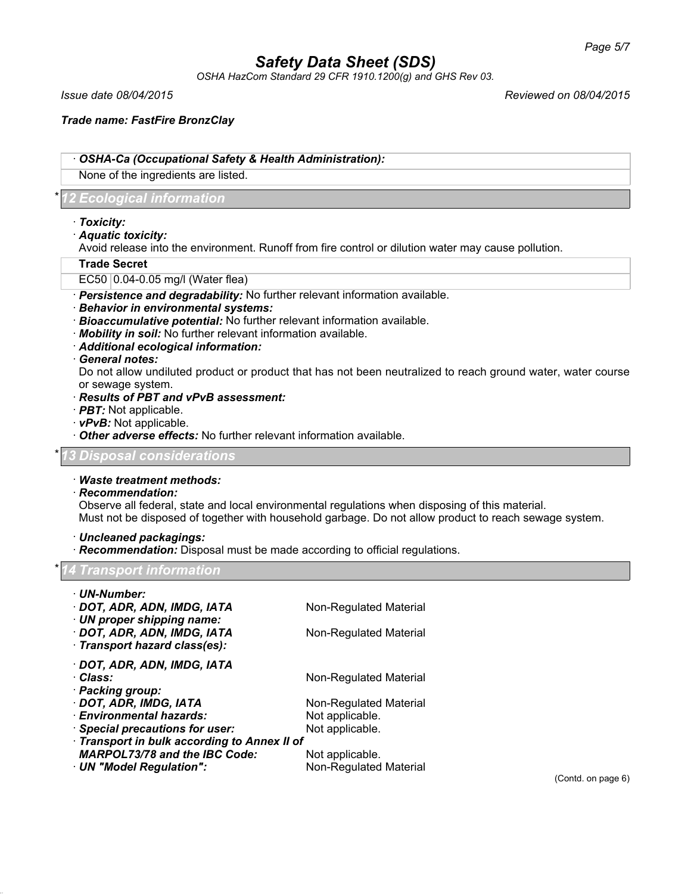# Safety Data Sheet (SDS)

*OSHA HazCom Standard 29 CFR 1910.1200(g) and GHS Rev 03.*

*Issue date 08/04/2015* *Reviewed on 08/04/2015*

***Trade name: FastFire BronzClay***

| · ***OSHA-Ca (Occupational Safety & Health Administration):*** |
|---|
| None of the ingredients are listed. |

## * 12 Ecological information

· ***Toxicity:***

· ***Aquatic toxicity:***

Avoid release into the environment. Runoff from fire control or dilution water may cause pollution.

| **Trade Secret** | |
|---|---|
| EC50 | 0.04-0.05 mg/l (Water flea) |

· ***Persistence and degradability:*** No further relevant information available.

· ***Behavior in environmental systems:***

· ***Bioaccumulative potential:*** No further relevant information available.

· ***Mobility in soil:*** No further relevant information available.

· ***Additional ecological information:***

· ***General notes:***

Do not allow undiluted product or product that has not been neutralized to reach ground water, water course or sewage system.

· ***Results of PBT and vPvB assessment:***

· ***PBT:*** Not applicable.

· ***vPvB:*** Not applicable.

· ***Other adverse effects:*** No further relevant information available.

## * 13 Disposal considerations

· ***Waste treatment methods:***

· ***Recommendation:***

Observe all federal, state and local environmental regulations when disposing of this material.
Must not be disposed of together with household garbage. Do not allow product to reach sewage system.

· ***Uncleaned packagings:***

· ***Recommendation:*** Disposal must be made according to official regulations.

## * 14 Transport information

· ***UN-Number:***

· ***DOT, ADR, ADN, IMDG, IATA*** Non-Regulated Material

· ***UN proper shipping name:***

· ***DOT, ADR, ADN, IMDG, IATA*** Non-Regulated Material

· ***Transport hazard class(es):***

· ***DOT, ADR, ADN, IMDG, IATA***

· ***Class:*** Non-Regulated Material

· ***Packing group:***

· ***DOT, ADR, IMDG, IATA*** Non-Regulated Material

· ***Environmental hazards:*** Not applicable.

· ***Special precautions for user:*** Not applicable.

· ***Transport in bulk according to Annex II of MARPOL73/78 and the IBC Code:*** Not applicable.

· ***UN "Model Regulation":*** Non-Regulated Material

(Contd. on page 6)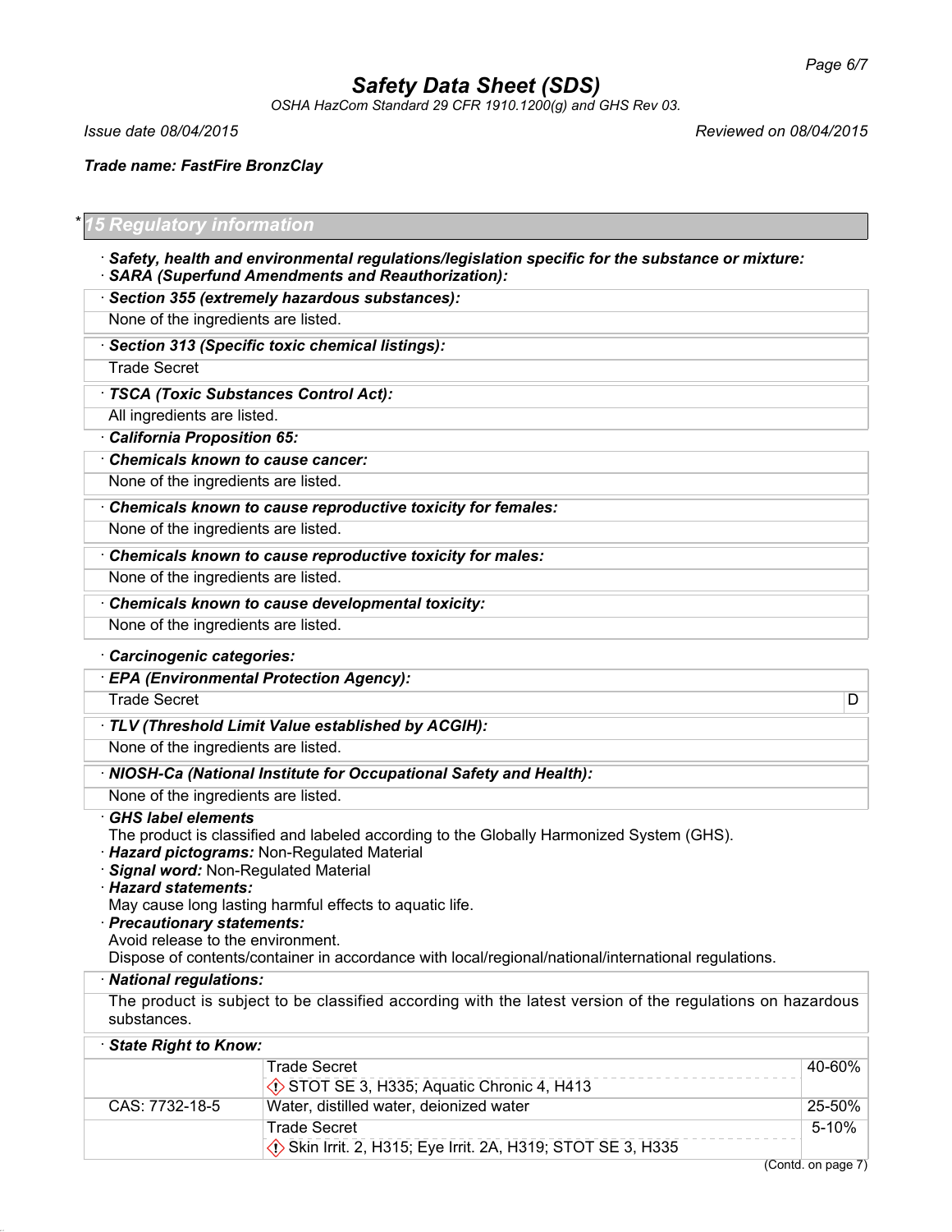# Safety Data Sheet (SDS)

*OSHA HazCom Standard 29 CFR 1910.1200(g) and GHS Rev 03.*

*Issue date 08/04/2015* — *Reviewed on 08/04/2015*

***Trade name: FastFire BronzClay***

## * 15 Regulatory information

· ***Safety, health and environmental regulations/legislation specific for the substance or mixture:***
· ***SARA (Superfund Amendments and Reauthorization):***

· ***Section 355 (extremely hazardous substances):***
None of the ingredients are listed.

· ***Section 313 (Specific toxic chemical listings):***
Trade Secret

· ***TSCA (Toxic Substances Control Act):***
All ingredients are listed.

· ***California Proposition 65:***

· ***Chemicals known to cause cancer:***
None of the ingredients are listed.

· ***Chemicals known to cause reproductive toxicity for females:***
None of the ingredients are listed.

· ***Chemicals known to cause reproductive toxicity for males:***
None of the ingredients are listed.

· ***Chemicals known to cause developmental toxicity:***
None of the ingredients are listed.

· ***Carcinogenic categories:***

· ***EPA (Environmental Protection Agency):***

| | |
|---|---|
| Trade Secret | D |

· ***TLV (Threshold Limit Value established by ACGIH):***
None of the ingredients are listed.

· ***NIOSH-Ca (National Institute for Occupational Safety and Health):***
None of the ingredients are listed.

· ***GHS label elements***
The product is classified and labeled according to the Globally Harmonized System (GHS).
· ***Hazard pictograms:*** Non-Regulated Material
· ***Signal word:*** Non-Regulated Material
· ***Hazard statements:***
May cause long lasting harmful effects to aquatic life.
· ***Precautionary statements:***
Avoid release to the environment.
Dispose of contents/container in accordance with local/regional/national/international regulations.

· ***National regulations:***
The product is subject to be classified according with the latest version of the regulations on hazardous substances.

· ***State Right to Know:***

| | | |
|---|---|---|
| | Trade Secret<br>STOT SE 3, H335; Aquatic Chronic 4, H413 | 40-60% |
| CAS: 7732-18-5 | Water, distilled water, deionized water | 25-50% |
| | Trade Secret<br>Skin Irrit. 2, H315; Eye Irrit. 2A, H319; STOT SE 3, H335 | 5-10% |

(Contd. on page 7)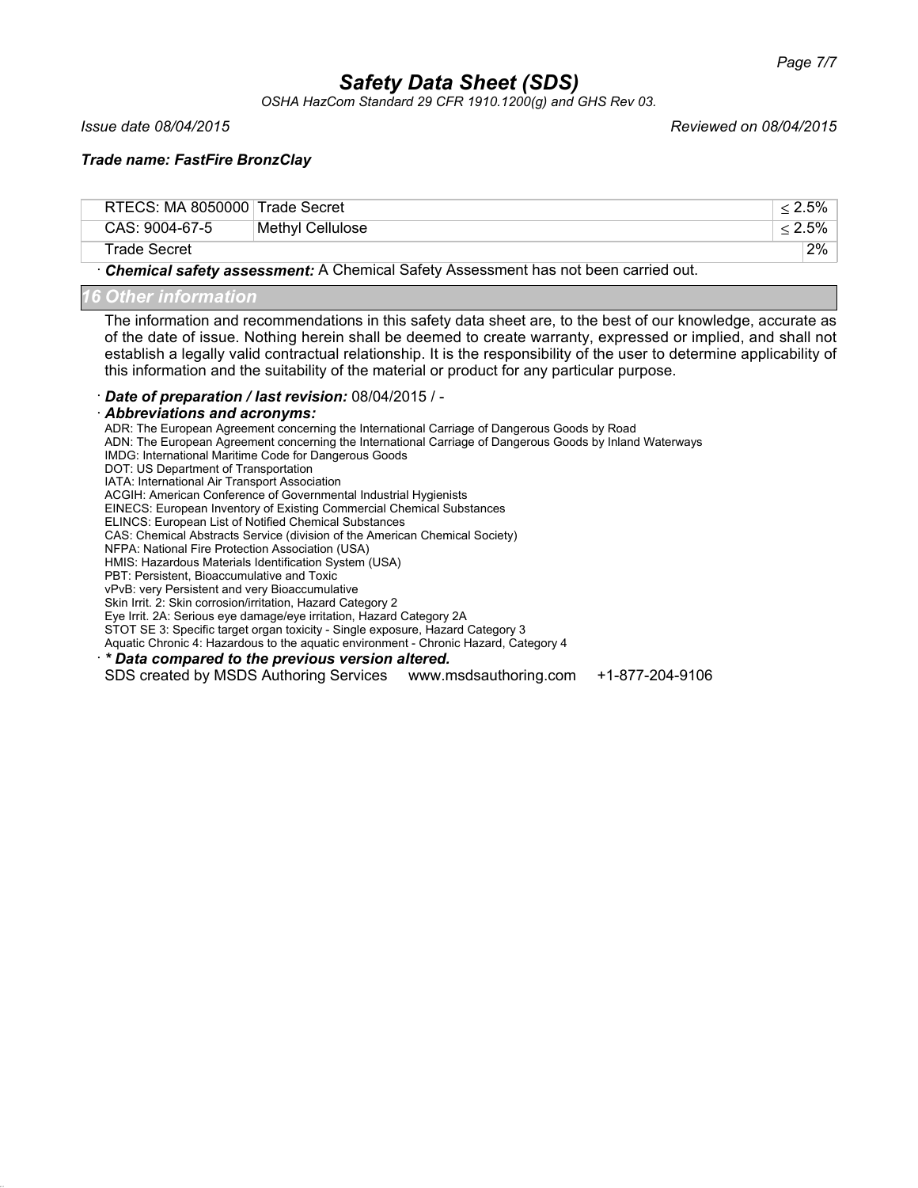| | | |
|---|---|---|
| RTECS: MA 8050000 | Trade Secret | ≤ 2.5% |
| CAS: 9004-67-5 | Methyl Cellulose | ≤ 2.5% |
| Trade Secret | | 2% |

· **Chemical safety assessment:** A Chemical Safety Assessment has not been carried out.

## 16 Other information

The information and recommendations in this safety data sheet are, to the best of our knowledge, accurate as of the date of issue. Nothing herein shall be deemed to create warranty, expressed or implied, and shall not establish a legally valid contractual relationship. It is the responsibility of the user to determine applicability of this information and the suitability of the material or product for any particular purpose.

· ***Date of preparation / last revision:*** 08/04/2015 / -

· ***Abbreviations and acronyms:***

ADR: The European Agreement concerning the International Carriage of Dangerous Goods by Road
ADN: The European Agreement concerning the International Carriage of Dangerous Goods by Inland Waterways
IMDG: International Maritime Code for Dangerous Goods
DOT: US Department of Transportation
IATA: International Air Transport Association
ACGIH: American Conference of Governmental Industrial Hygienists
EINECS: European Inventory of Existing Commercial Chemical Substances
ELINCS: European List of Notified Chemical Substances
CAS: Chemical Abstracts Service (division of the American Chemical Society)
NFPA: National Fire Protection Association (USA)
HMIS: Hazardous Materials Identification System (USA)
PBT: Persistent, Bioaccumulative and Toxic
vPvB: very Persistent and very Bioaccumulative
Skin Irrit. 2: Skin corrosion/irritation, Hazard Category 2
Eye Irrit. 2A: Serious eye damage/eye irritation, Hazard Category 2A
STOT SE 3: Specific target organ toxicity - Single exposure, Hazard Category 3
Aquatic Chronic 4: Hazardous to the aquatic environment - Chronic Hazard, Category 4

· ***\* Data compared to the previous version altered.***

SDS created by MSDS Authoring Services www.msdsauthoring.com +1-877-204-9106